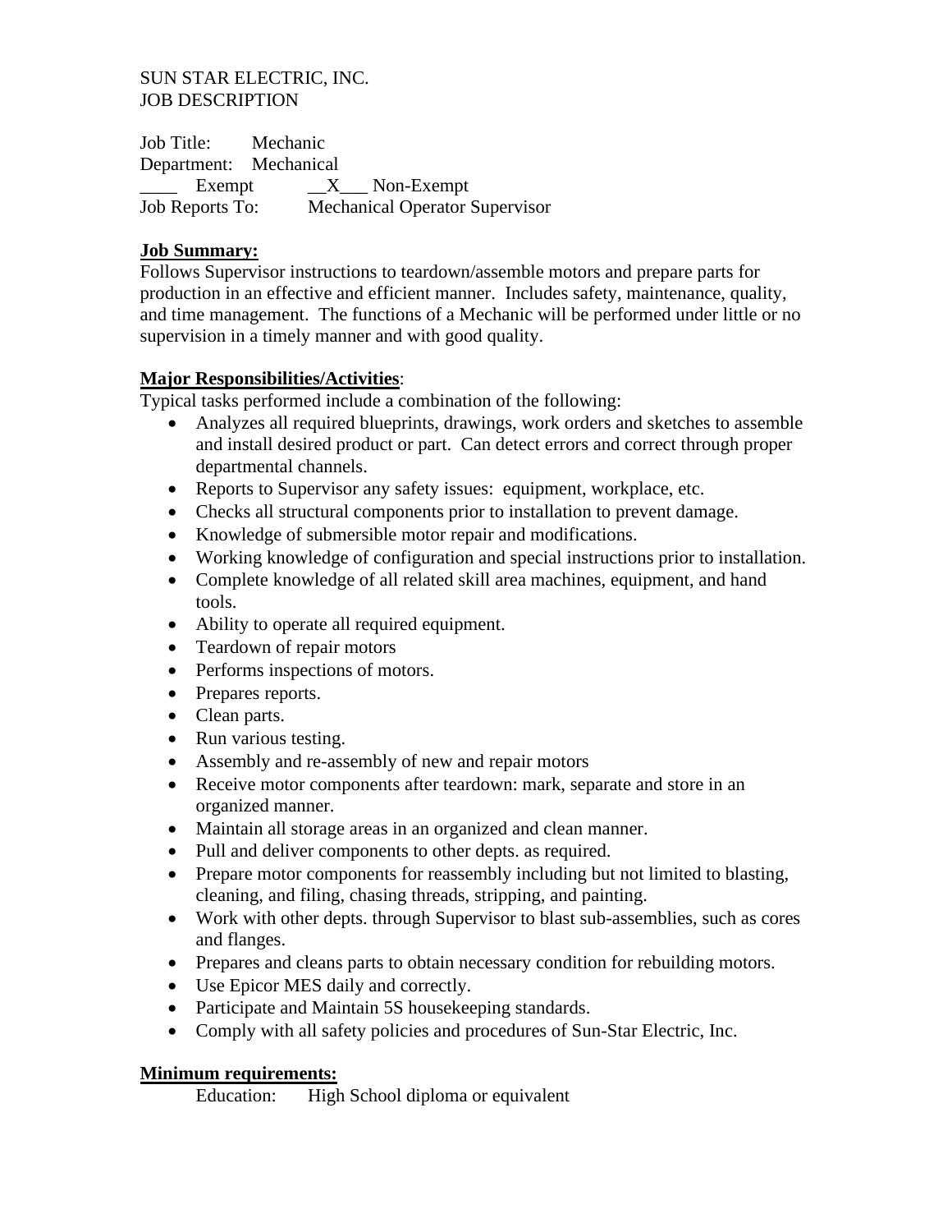SUN STAR ELECTRIC, INC.
JOB DESCRIPTION

Job Title: Mechanic
Department: Mechanical
____ Exempt __X___ Non-Exempt
Job Reports To: Mechanical Operator Supervisor

**Job Summary:**
Follows Supervisor instructions to teardown/assemble motors and prepare parts for production in an effective and efficient manner. Includes safety, maintenance, quality, and time management. The functions of a Mechanic will be performed under little or no supervision in a timely manner and with good quality.

**Major Responsibilities/Activities**:
Typical tasks performed include a combination of the following:

- Analyzes all required blueprints, drawings, work orders and sketches to assemble and install desired product or part. Can detect errors and correct through proper departmental channels.
- Reports to Supervisor any safety issues: equipment, workplace, etc.
- Checks all structural components prior to installation to prevent damage.
- Knowledge of submersible motor repair and modifications.
- Working knowledge of configuration and special instructions prior to installation.
- Complete knowledge of all related skill area machines, equipment, and hand tools.
- Ability to operate all required equipment.
- Teardown of repair motors
- Performs inspections of motors.
- Prepares reports.
- Clean parts.
- Run various testing.
- Assembly and re-assembly of new and repair motors
- Receive motor components after teardown: mark, separate and store in an organized manner.
- Maintain all storage areas in an organized and clean manner.
- Pull and deliver components to other depts. as required.
- Prepare motor components for reassembly including but not limited to blasting, cleaning, and filing, chasing threads, stripping, and painting.
- Work with other depts. through Supervisor to blast sub-assemblies, such as cores and flanges.
- Prepares and cleans parts to obtain necessary condition for rebuilding motors.
- Use Epicor MES daily and correctly.
- Participate and Maintain 5S housekeeping standards.
- Comply with all safety policies and procedures of Sun-Star Electric, Inc.

**Minimum requirements:**

Education: High School diploma or equivalent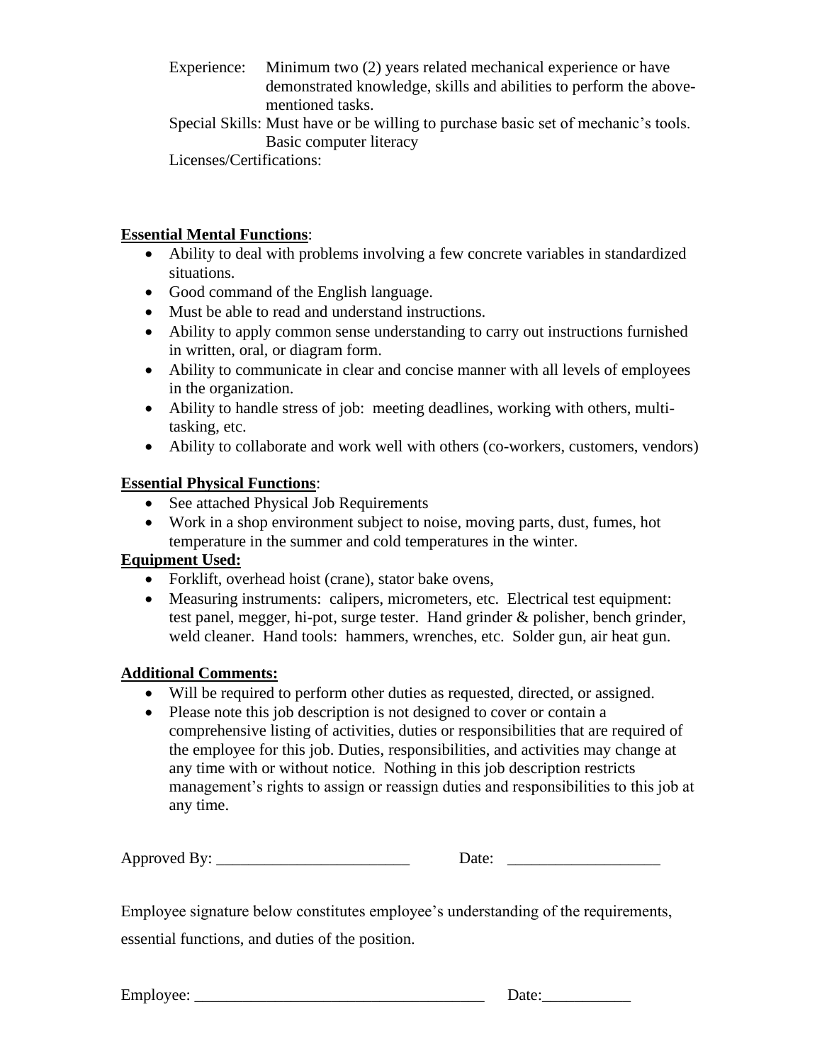Experience: Minimum two (2) years related mechanical experience or have demonstrated knowledge, skills and abilities to perform the above-mentioned tasks.

Special Skills: Must have or be willing to purchase basic set of mechanic's tools. Basic computer literacy

Licenses/Certifications:

**Essential Mental Functions**:

- Ability to deal with problems involving a few concrete variables in standardized situations.
- Good command of the English language.
- Must be able to read and understand instructions.
- Ability to apply common sense understanding to carry out instructions furnished in written, oral, or diagram form.
- Ability to communicate in clear and concise manner with all levels of employees in the organization.
- Ability to handle stress of job: meeting deadlines, working with others, multi-tasking, etc.
- Ability to collaborate and work well with others (co-workers, customers, vendors)

**Essential Physical Functions**:

- See attached Physical Job Requirements
- Work in a shop environment subject to noise, moving parts, dust, fumes, hot temperature in the summer and cold temperatures in the winter.

**Equipment Used:**

- Forklift, overhead hoist (crane), stator bake ovens,
- Measuring instruments: calipers, micrometers, etc. Electrical test equipment: test panel, megger, hi-pot, surge tester. Hand grinder & polisher, bench grinder, weld cleaner. Hand tools: hammers, wrenches, etc. Solder gun, air heat gun.

**Additional Comments:**

- Will be required to perform other duties as requested, directed, or assigned.
- Please note this job description is not designed to cover or contain a comprehensive listing of activities, duties or responsibilities that are required of the employee for this job. Duties, responsibilities, and activities may change at any time with or without notice. Nothing in this job description restricts management's rights to assign or reassign duties and responsibilities to this job at any time.

Approved By: ________________________ Date: ___________________

Employee signature below constitutes employee's understanding of the requirements, essential functions, and duties of the position.

Employee: ____________________________________ Date:___________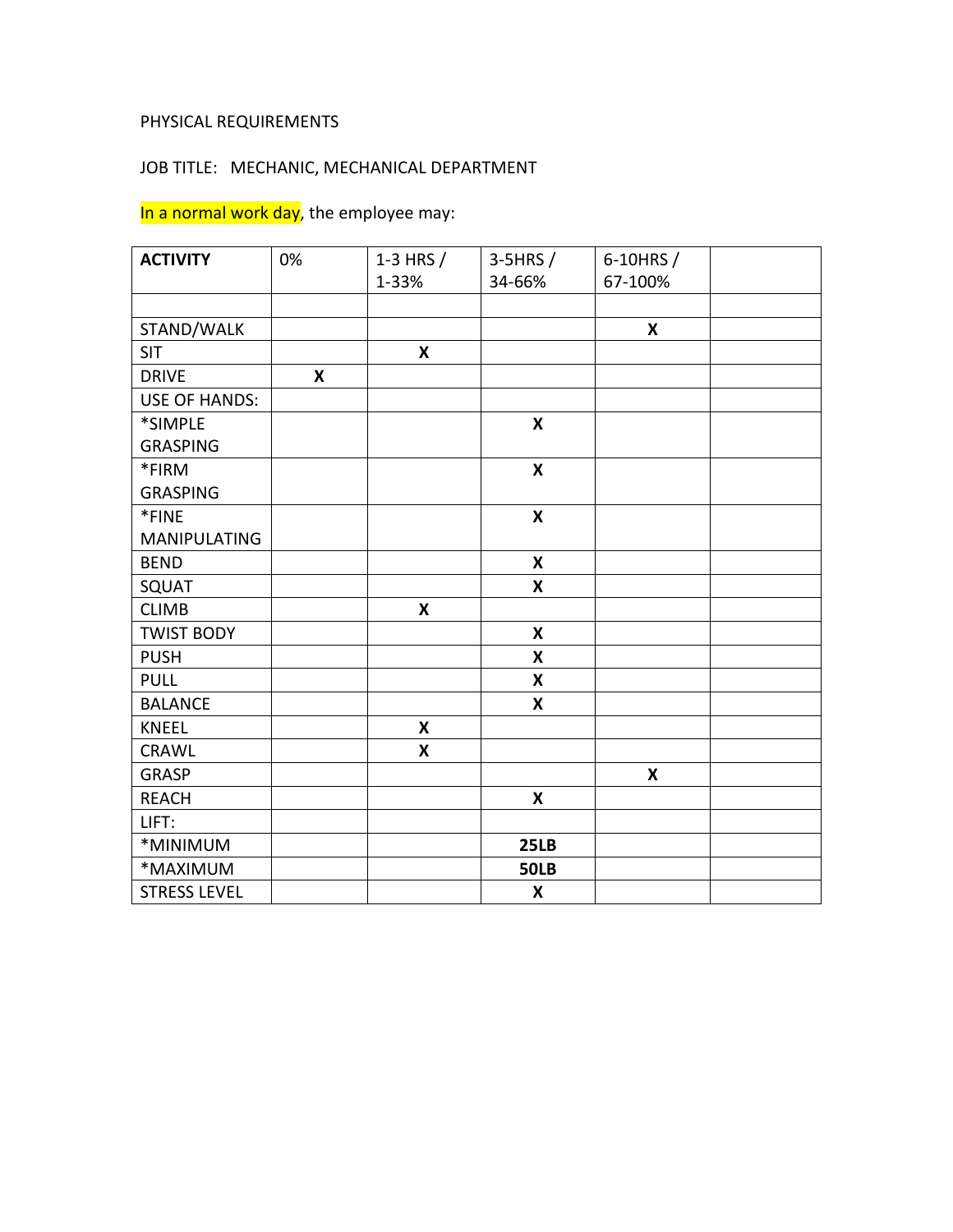PHYSICAL REQUIREMENTS

JOB TITLE: MECHANIC, MECHANICAL DEPARTMENT

In a normal work day, the employee may:

| **ACTIVITY** | 0% | 1-3 HRS / 1-33% | 3-5HRS / 34-66% | 6-10HRS / 67-100% | |
|---|---|---|---|---|---|
| | | | | | |
| STAND/WALK | | | | **X** | |
| SIT | | **X** | | | |
| DRIVE | **X** | | | | |
| USE OF HANDS: | | | | | |
| *SIMPLE GRASPING | | | **X** | | |
| *FIRM GRASPING | | | **X** | | |
| *FINE MANIPULATING | | | **X** | | |
| BEND | | | **X** | | |
| SQUAT | | | **X** | | |
| CLIMB | | **X** | | | |
| TWIST BODY | | | **X** | | |
| PUSH | | | **X** | | |
| PULL | | | **X** | | |
| BALANCE | | | **X** | | |
| KNEEL | | **X** | | | |
| CRAWL | | **X** | | | |
| GRASP | | | | **X** | |
| REACH | | | **X** | | |
| LIFT: | | | | | |
| *MINIMUM | | | **25LB** | | |
| *MAXIMUM | | | **50LB** | | |
| STRESS LEVEL | | | **X** | | |